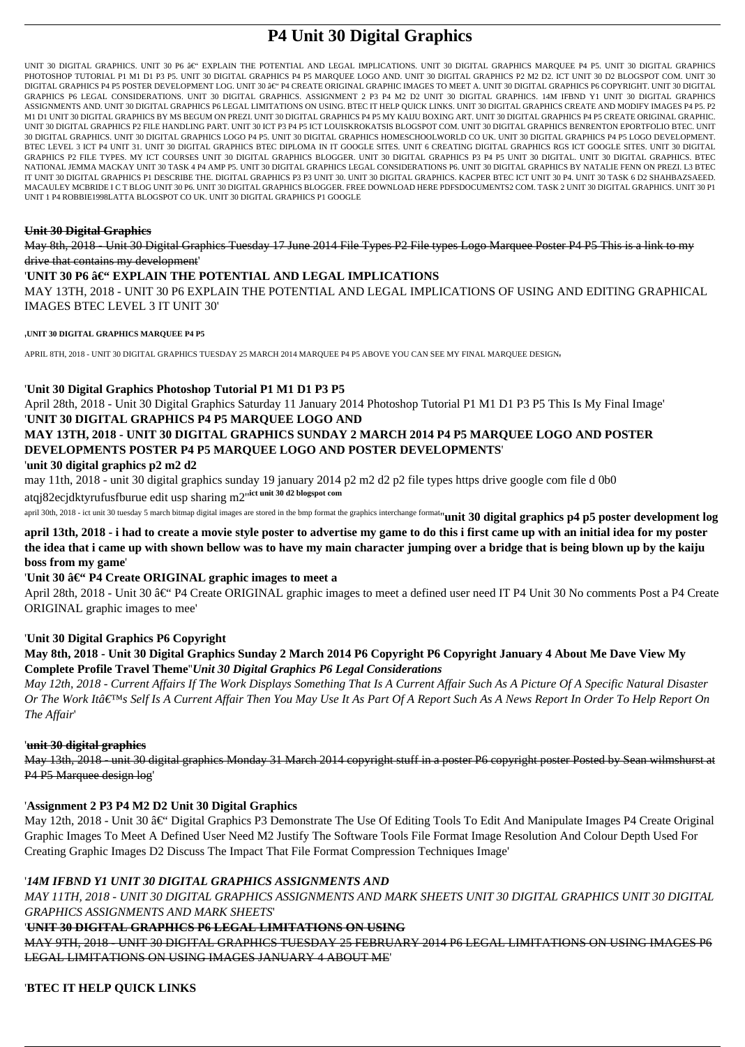# P4 Unit 30 Digital Graphics

UNIT 30 DIGITAL GRAPHICS. UNIT 30 P6 â€" EXPLAIN THE POTENTIAL AND LEGAL IMPLICATIONS. UNIT 30 DIGITAL GRAPHICS MARQUEE P4 P5. UNIT 30 DIGITAL GRAPHICS PHOTOSHOP TUTORIAL P1 M1 D1 P3 P5. UNIT 30 DIGITAL GRAPHICS P4 P5 MARQUEE LOGO AND. UNIT 30 DIGITAL GRAPHICS P2 M2 D2. ICT UNIT 30 D2 BLOGSPOT COM. UNIT 30 DIGITAL GRAPHICS P4 P5 POSTER DEVELOPMENT LOG. UNIT 30 â€" P4 CREATE ORIGINAL GRAPHIC IMAGES TO MEET A. UNIT 30 DIGITAL GRAPHICS P6 COPYRIGHT. UNIT 30 DIGITAL GRAPHICS P6 LEGAL CONSIDERATIONS. UNIT 30 DIGITAL GRAPHICS. ASSIGNMENT 2 P3 P4 M2 D2 UNIT 30 DIGITAL GRAPHICS. 14M IFBND Y1 UNIT 30 DIGITAL GRAPHICS ASSIGNMENTS AND. UNIT 30 DIGITAL GRAPHICS P6 LEGAL LIMITATIONS ON USING. BTEC IT HELP QUICK LINKS. UNIT 30 DIGITAL GRAPHICS CREATE AND MODIFY IMAGES P4 P5. P2 M1 D1 UNIT 30 DIGITAL GRAPHICS BY MS BEGUM ON PREZI. UNIT 30 DIGITAL GRAPHICS P4 P5 MY KAIJU BOXING ART. UNIT 30 DIGITAL GRAPHICS P4 P5 CREATE ORIGINAL GRAPHIC. UNIT 30 DIGITAL GRAPHICS P2 FILE HANDLING PART. UNIT 30 ICT P3 P4 P5 ICT LOUISKROKATSIS BLOGSPOT COM. UNIT 30 DIGITAL GRAPHICS BENRENTON EPORTFOLIO BTEC. UNIT 30 DIGITAL GRAPHICS. UNIT 30 DIGITAL GRAPHICS LOGO P4 P5. UNIT 30 DIGITAL GRAPHICS HOMESCHOOLWORLD CO UK. UNIT 30 DIGITAL GRAPHICS P4 P5 LOGO DEVELOPMENT. BTEC LEVEL 3 ICT P4 UNIT 31. UNIT 30 DIGITAL GRAPHICS BTEC DIPLOMA IN IT GOOGLE SITES. UNIT 6 CREATING DIGITAL GRAPHICS RGS ICT GOOGLE SITES. UNIT 30 DIGITAL GRAPHICS P2 FILE TYPES. MY ICT COURSES UNIT 30 DIGITAL GRAPHICS BLOGGER. UNIT 30 DIGITAL GRAPHICS P3 P4 P5 UNIT 30 DIGITAL. UNIT 30 DIGITAL GRAPHICS. BTEC NATIONAL JEMMA MACKAY UNIT 30 TASK 4 P4 AMP P5. UNIT 30 DIGITAL GRAPHICS LEGAL CONSIDERATIONS P6. UNIT 30 DIGITAL GRAPHICS BY NATALIE FENN ON PREZI. L3 BTEC IT UNIT 30 DIGITAL GRAPHICS P1 DESCRIBE THE. DIGITAL GRAPHICS P3 P3 UNIT 30. UNIT 30 DIGITAL GRAPHICS. KACPER BTEC ICT UNIT 30 P4. UNIT 30 TASK 6 D2 SHAHBAZSAEED. MACAULEY MCBRIDE I C T BLOG UNIT 30 P6. UNIT 30 DIGITAL GRAPHICS BLOGGER. FREE DOWNLOAD HERE PDFSDOCUMENTS2 COM. TASK 2 UNIT 30 DIGITAL GRAPHICS. UNIT 30 P1 UNIT 1 P4 ROBBIE1998LATTA BLOGSPOT CO UK. UNIT 30 DIGITAL GRAPHICS P1 GOOGLE

**Unit 30 Digital Graphics**

May 8th, 2018 - Unit 30 Digital Graphics Tuesday 17 June 2014 File Types P2 File types Logo Marquee Poster P4 P5 This is a link to my drive that contains my development'

'**UNIT 30 P6 â€" EXPLAIN THE POTENTIAL AND LEGAL IMPLICATIONS**

MAY 13TH, 2018 - UNIT 30 P6 EXPLAIN THE POTENTIAL AND LEGAL IMPLICATIONS OF USING AND EDITING GRAPHICAL IMAGES BTEC LEVEL 3 IT UNIT 30'

'**UNIT 30 DIGITAL GRAPHICS MARQUEE P4 P5**

APRIL 8TH, 2018 - UNIT 30 DIGITAL GRAPHICS TUESDAY 25 MARCH 2014 MARQUEE P4 P5 ABOVE YOU CAN SEE MY FINAL MARQUEE DESIGN'

'**Unit 30 Digital Graphics Photoshop Tutorial P1 M1 D1 P3 P5**

April 28th, 2018 - Unit 30 Digital Graphics Saturday 11 January 2014 Photoshop Tutorial P1 M1 D1 P3 P5 This Is My Final Image'

'**UNIT 30 DIGITAL GRAPHICS P4 P5 MARQUEE LOGO AND**

**MAY 13TH, 2018 - UNIT 30 DIGITAL GRAPHICS SUNDAY 2 MARCH 2014 P4 P5 MARQUEE LOGO AND POSTER DEVELOPMENTS POSTER P4 P5 MARQUEE LOGO AND POSTER DEVELOPMENTS**'

'**unit 30 digital graphics p2 m2 d2**

may 11th, 2018 - unit 30 digital graphics sunday 19 january 2014 p2 m2 d2 p2 file types https drive google com file d 0b0 atqj82ecjdktyrufusfburue edit usp sharing m2''**ict unit 30 d2 blogspot com**

april 30th, 2018 - ict unit 30 tuesday 5 march bitmap digital images are stored in the bmp format the graphics interchange format''**unit 30 digital graphics p4 p5 poster development log**

**april 13th, 2018 - i had to create a movie style poster to advertise my game to do this i first came up with an initial idea for my poster the idea that i came up with shown bellow was to have my main character jumping over a bridge that is being blown up by the kaiju boss from my game**'

'**Unit 30 â€" P4 Create ORIGINAL graphic images to meet a**

April 28th, 2018 - Unit 30 â€" P4 Create ORIGINAL graphic images to meet a defined user need IT P4 Unit 30 No comments Post a P4 Create ORIGINAL graphic images to mee'

'**Unit 30 Digital Graphics P6 Copyright**

**May 8th, 2018 - Unit 30 Digital Graphics Sunday 2 March 2014 P6 Copyright P6 Copyright January 4 About Me Dave View My Complete Profile Travel Theme**''*Unit 30 Digital Graphics P6 Legal Considerations*

*May 12th, 2018 - Current Affairs If The Work Displays Something That Is A Current Affair Such As A Picture Of A Specific Natural Disaster Or The Work Itâ€™s Self Is A Current Affair Then You May Use It As Part Of A Report Such As A News Report In Order To Help Report On The Affair*'

'**unit 30 digital graphics**

May 13th, 2018 - unit 30 digital graphics Monday 31 March 2014 copyright stuff in a poster P6 copyright poster Posted by Sean wilmshurst at P4 P5 Marquee design log'

'**Assignment 2 P3 P4 M2 D2 Unit 30 Digital Graphics**

May 12th, 2018 - Unit 30 â€" Digital Graphics P3 Demonstrate The Use Of Editing Tools To Edit And Manipulate Images P4 Create Original Graphic Images To Meet A Defined User Need M2 Justify The Software Tools File Format Image Resolution And Colour Depth Used For Creating Graphic Images D2 Discuss The Impact That File Format Compression Techniques Image'

'*14M IFBND Y1 UNIT 30 DIGITAL GRAPHICS ASSIGNMENTS AND*

*MAY 11TH, 2018 - UNIT 30 DIGITAL GRAPHICS ASSIGNMENTS AND MARK SHEETS UNIT 30 DIGITAL GRAPHICS UNIT 30 DIGITAL GRAPHICS ASSIGNMENTS AND MARK SHEETS*'

'**UNIT 30 DIGITAL GRAPHICS P6 LEGAL LIMITATIONS ON USING**

MAY 9TH, 2018 - UNIT 30 DIGITAL GRAPHICS TUESDAY 25 FEBRUARY 2014 P6 LEGAL LIMITATIONS ON USING IMAGES P6 LEGAL LIMITATIONS ON USING IMAGES JANUARY 4 ABOUT ME'

'**BTEC IT HELP QUICK LINKS**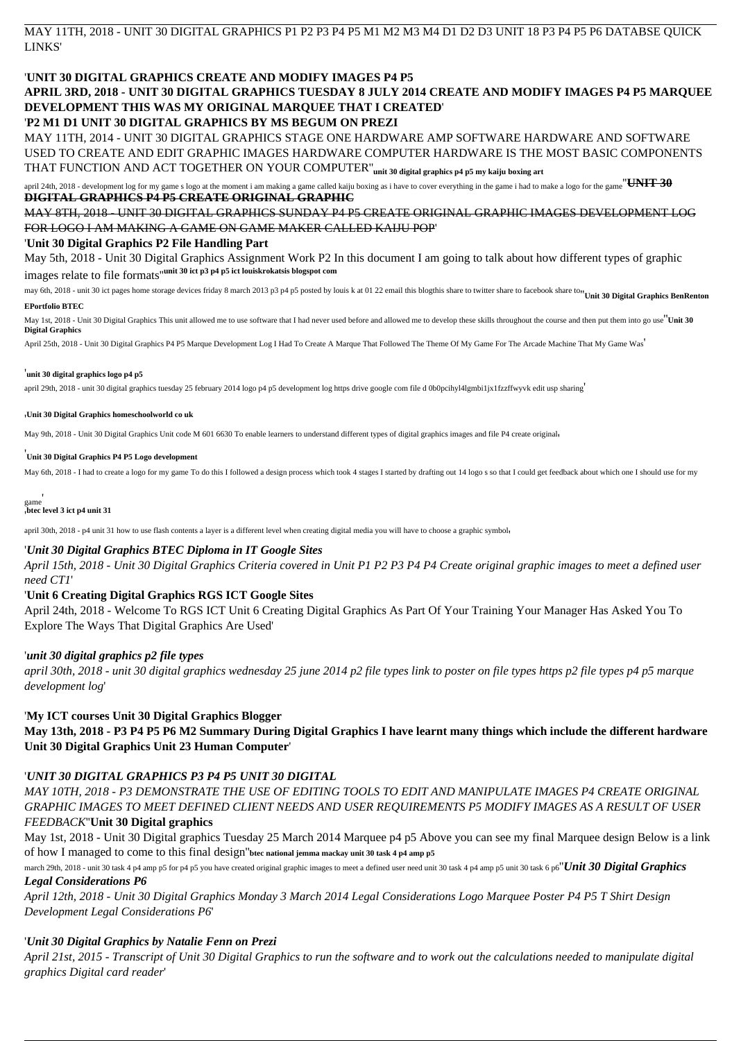MAY 11TH, 2018 - UNIT 30 DIGITAL GRAPHICS P1 P2 P3 P4 P5 M1 M2 M3 M4 D1 D2 D3 UNIT 18 P3 P4 P5 P6 DATABSE QUICK LINKS'

'**UNIT 30 DIGITAL GRAPHICS CREATE AND MODIFY IMAGES P4 P5**

**APRIL 3RD, 2018 - UNIT 30 DIGITAL GRAPHICS TUESDAY 8 JULY 2014 CREATE AND MODIFY IMAGES P4 P5 MARQUEE DEVELOPMENT THIS WAS MY ORIGINAL MARQUEE THAT I CREATED**'

'**P2 M1 D1 UNIT 30 DIGITAL GRAPHICS BY MS BEGUM ON PREZI**

MAY 11TH, 2014 - UNIT 30 DIGITAL GRAPHICS STAGE ONE HARDWARE AMP SOFTWARE HARDWARE AND SOFTWARE USED TO CREATE AND EDIT GRAPHIC IMAGES HARDWARE COMPUTER HARDWARE IS THE MOST BASIC COMPONENTS THAT FUNCTION AND ACT TOGETHER ON YOUR COMPUTER''**unit 30 digital graphics p4 p5 my kaiju boxing art**

april 24th, 2018 - development log for my game s logo at the moment i am making a game called kaiju boxing as i have to cover everything in the game i had to make a logo for the game''**UNIT 30 DIGITAL GRAPHICS P4 P5 CREATE ORIGINAL GRAPHIC**

MAY 8TH, 2018 - UNIT 30 DIGITAL GRAPHICS SUNDAY P4 P5 CREATE ORIGINAL GRAPHIC IMAGES DEVELOPMENT LOG FOR LOGO I AM MAKING A GAME ON GAME MAKER CALLED KAIJU POP'

'**Unit 30 Digital Graphics P2 File Handling Part**

May 5th, 2018 - Unit 30 Digital Graphics Assignment Work P2 In this document I am going to talk about how different types of graphic images relate to file formats''**unit 30 ict p3 p4 p5 ict louiskrokatsis blogspot com**

may 6th, 2018 - unit 30 ict pages home storage devices friday 8 march 2013 p3 p4 p5 posted by louis k at 01 22 email this blogthis share to twitter share to facebook share to''**Unit 30 Digital Graphics BenRenton EPortfolio BTEC**

May 1st, 2018 - Unit 30 Digital Graphics This unit allowed me to use software that I had never used before and allowed me to develop these skills throughout the course and then put them into go use''**Unit 30 Digital Graphics**

April 25th, 2018 - Unit 30 Digital Graphics P4 P5 Marque Development Log I Had To Create A Marque That Followed The Theme Of My Game For The Arcade Machine That My Game Was'

'**unit 30 digital graphics logo p4 p5**

april 29th, 2018 - unit 30 digital graphics tuesday 25 february 2014 logo p4 p5 development log https drive google com file d 0b0pcihyl4lgmbi1jx1fzzffwyvk edit usp sharing'

'**Unit 30 Digital Graphics homeschoolworld co uk**

May 9th, 2018 - Unit 30 Digital Graphics Unit code M 601 6630 To enable learners to understand different types of digital graphics images and file P4 create original'

'**Unit 30 Digital Graphics P4 P5 Logo development**

May 6th, 2018 - I had to create a logo for my game To do this I followed a design process which took 4 stages I started by drafting out 14 logo s so that I could get feedback about which one I should use for my game'

'**btec level 3 ict p4 unit 31**

april 30th, 2018 - p4 unit 31 how to use flash contents a layer is a different level when creating digital media you will have to choose a graphic symbol'

'***Unit 30 Digital Graphics BTEC Diploma in IT Google Sites***

*April 15th, 2018 - Unit 30 Digital Graphics Criteria covered in Unit P1 P2 P3 P4 P4 Create original graphic images to meet a defined user need CT1*'

'**Unit 6 Creating Digital Graphics RGS ICT Google Sites**

April 24th, 2018 - Welcome To RGS ICT Unit 6 Creating Digital Graphics As Part Of Your Training Your Manager Has Asked You To Explore The Ways That Digital Graphics Are Used'

'***unit 30 digital graphics p2 file types***

*april 30th, 2018 - unit 30 digital graphics wednesday 25 june 2014 p2 file types link to poster on file types https p2 file types p4 p5 marque development log*'

'**My ICT courses Unit 30 Digital Graphics Blogger**

**May 13th, 2018 - P3 P4 P5 P6 M2 Summary During Digital Graphics I have learnt many things which include the different hardware Unit 30 Digital Graphics Unit 23 Human Computer**'

'***UNIT 30 DIGITAL GRAPHICS P3 P4 P5 UNIT 30 DIGITAL***

*MAY 10TH, 2018 - P3 DEMONSTRATE THE USE OF EDITING TOOLS TO EDIT AND MANIPULATE IMAGES P4 CREATE ORIGINAL GRAPHIC IMAGES TO MEET DEFINED CLIENT NEEDS AND USER REQUIREMENTS P5 MODIFY IMAGES AS A RESULT OF USER FEEDBACK*''**Unit 30 Digital graphics**

May 1st, 2018 - Unit 30 Digital graphics Tuesday 25 March 2014 Marquee p4 p5 Above you can see my final Marquee design Below is a link of how I managed to come to this final design''**btec national jemma mackay unit 30 task 4 p4 amp p5**

march 29th, 2018 - unit 30 task 4 p4 amp p5 for p4 p5 you have created original graphic images to meet a defined user need unit 30 task 4 p4 amp p5 unit 30 task 6 p6''***Unit 30 Digital Graphics Legal Considerations P6***

*April 12th, 2018 - Unit 30 Digital Graphics Monday 3 March 2014 Legal Considerations Logo Marquee Poster P4 P5 T Shirt Design Development Legal Considerations P6*'

'***Unit 30 Digital Graphics by Natalie Fenn on Prezi***

*April 21st, 2015 - Transcript of Unit 30 Digital Graphics to run the software and to work out the calculations needed to manipulate digital graphics Digital card reader*'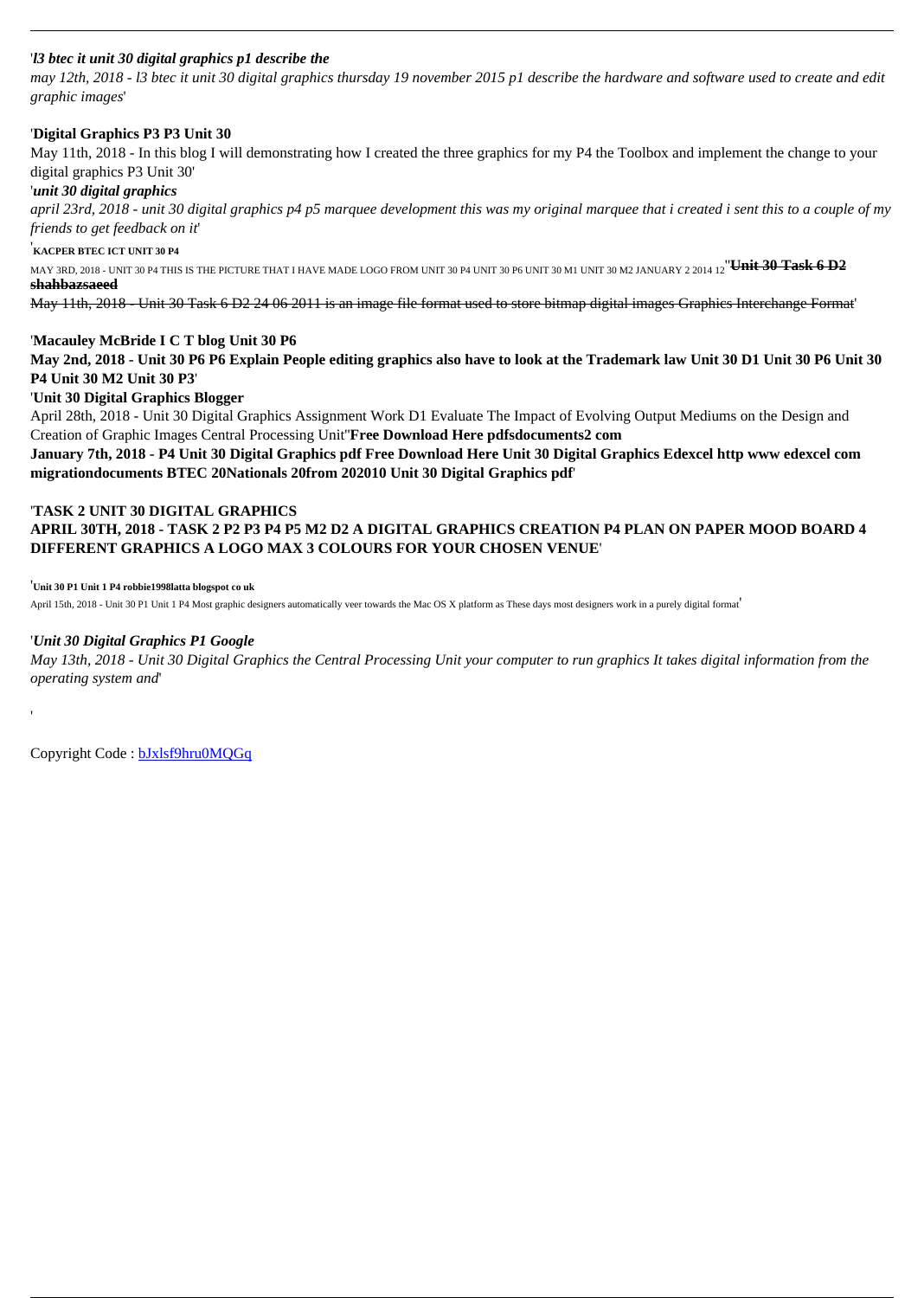'*l3 btec it unit 30 digital graphics p1 describe the*

*may 12th, 2018 - l3 btec it unit 30 digital graphics thursday 19 november 2015 p1 describe the hardware and software used to create and edit graphic images*'

'**Digital Graphics P3 P3 Unit 30**

May 11th, 2018 - In this blog I will demonstrating how I created the three graphics for my P4 the Toolbox and implement the change to your digital graphics P3 Unit 30'

'***unit 30 digital graphics***

*april 23rd, 2018 - unit 30 digital graphics p4 p5 marquee development this was my original marquee that i created i sent this to a couple of my friends to get feedback on it*'

'**KACPER BTEC ICT UNIT 30 P4**

MAY 3RD, 2018 - UNIT 30 P4 THIS IS THE PICTURE THAT I HAVE MADE LOGO FROM UNIT 30 P4 UNIT 30 P6 UNIT 30 M1 UNIT 30 M2 JANUARY 2 2014 12''~~**Unit 30 Task 6 D2 shahbazsaeed**~~

~~May 11th, 2018 - Unit 30 Task 6 D2 24 06 2011 is an image file format used to store bitmap digital images Graphics Interchange Format~~'

'**Macauley McBride I C T blog Unit 30 P6**

**May 2nd, 2018 - Unit 30 P6 P6 Explain People editing graphics also have to look at the Trademark law Unit 30 D1 Unit 30 P6 Unit 30 P4 Unit 30 M2 Unit 30 P3**'

'**Unit 30 Digital Graphics Blogger**

April 28th, 2018 - Unit 30 Digital Graphics Assignment Work D1 Evaluate The Impact of Evolving Output Mediums on the Design and Creation of Graphic Images Central Processing Unit''**Free Download Here pdfsdocuments2 com**

**January 7th, 2018 - P4 Unit 30 Digital Graphics pdf Free Download Here Unit 30 Digital Graphics Edexcel http www edexcel com migrationdocuments BTEC 20Nationals 20from 202010 Unit 30 Digital Graphics pdf**'

'**TASK 2 UNIT 30 DIGITAL GRAPHICS**

**APRIL 30TH, 2018 - TASK 2 P2 P3 P4 P5 M2 D2 A DIGITAL GRAPHICS CREATION P4 PLAN ON PAPER MOOD BOARD 4 DIFFERENT GRAPHICS A LOGO MAX 3 COLOURS FOR YOUR CHOSEN VENUE**'

'**Unit 30 P1 Unit 1 P4 robbie1998latta blogspot co uk**

April 15th, 2018 - Unit 30 P1 Unit 1 P4 Most graphic designers automatically veer towards the Mac OS X platform as These days most designers work in a purely digital format'

'***Unit 30 Digital Graphics P1 Google***

*May 13th, 2018 - Unit 30 Digital Graphics the Central Processing Unit your computer to run graphics It takes digital information from the operating system and*'

'

Copyright Code : bJxlsf9hru0MQGq